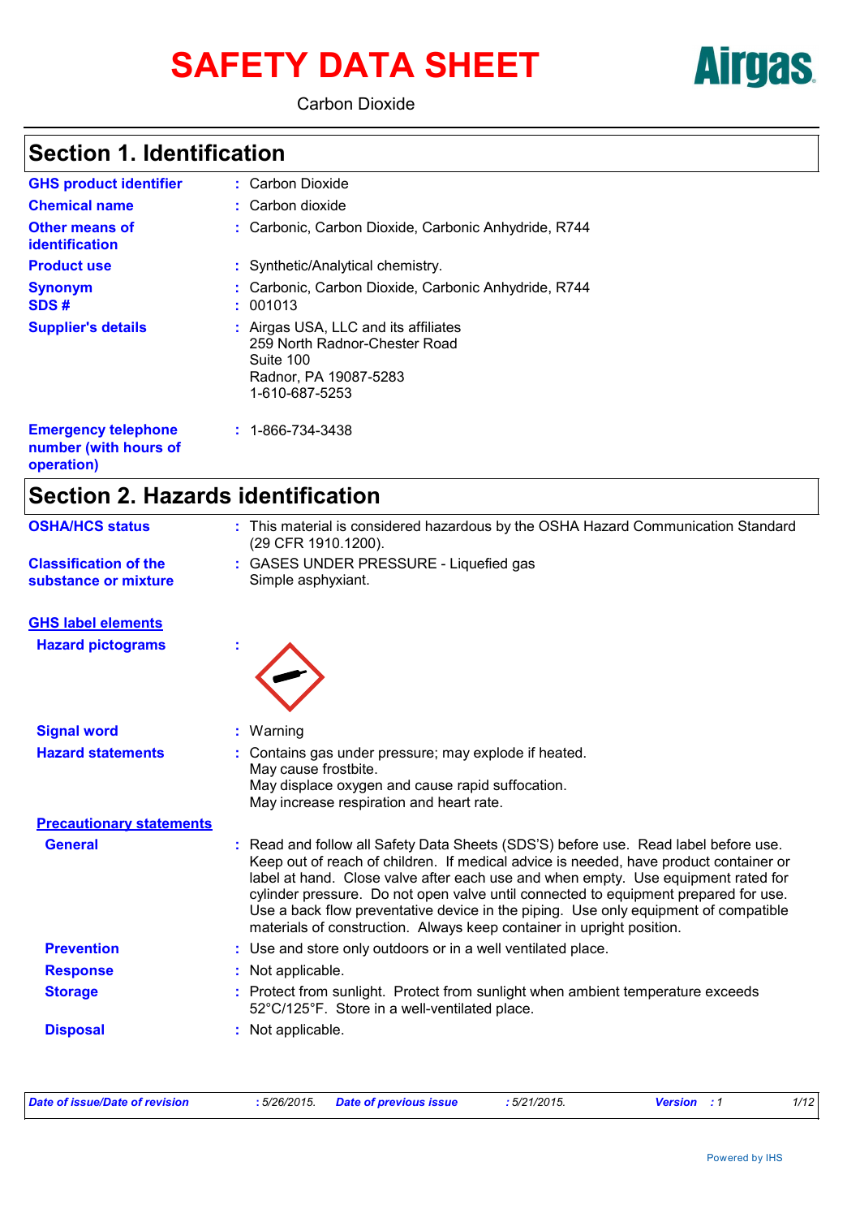# SAFETY DATA SHEET

Airgas

Carbon Dioxide

## Section 1. Identification

| | | |
|---|---|---|
| **GHS product identifier** | : | Carbon Dioxide |
| **Chemical name** | : | Carbon dioxide |
| **Other means of identification** | : | Carbonic, Carbon Dioxide, Carbonic Anhydride, R744 |
| **Product use** | : | Synthetic/Analytical chemistry. |
| **Synonym** | : | Carbonic, Carbon Dioxide, Carbonic Anhydride, R744 |
| **SDS #** | : | 001013 |
| **Supplier's details** | : | Airgas USA, LLC and its affiliates<br>259 North Radnor-Chester Road<br>Suite 100<br>Radnor, PA 19087-5283<br>1-610-687-5253 |
| **Emergency telephone number (with hours of operation)** | : | 1-866-734-3438 |

## Section 2. Hazards identification

| | | |
|---|---|---|
| **OSHA/HCS status** | : | This material is considered hazardous by the OSHA Hazard Communication Standard (29 CFR 1910.1200). |
| **Classification of the substance or mixture** | : | GASES UNDER PRESSURE - Liquefied gas<br>Simple asphyxiant. |

**GHS label elements**

| | | |
|---|---|---|
| **Hazard pictograms** | : | |
| **Signal word** | : | Warning |
| **Hazard statements** | : | Contains gas under pressure; may explode if heated.<br>May cause frostbite.<br>May displace oxygen and cause rapid suffocation.<br>May increase respiration and heart rate. |

**Precautionary statements**

| | | |
|---|---|---|
| **General** | : | Read and follow all Safety Data Sheets (SDS'S) before use. Read label before use. Keep out of reach of children. If medical advice is needed, have product container or label at hand. Close valve after each use and when empty. Use equipment rated for cylinder pressure. Do not open valve until connected to equipment prepared for use. Use a back flow preventative device in the piping. Use only equipment of compatible materials of construction. Always keep container in upright position. |
| **Prevention** | : | Use and store only outdoors or in a well ventilated place. |
| **Response** | : | Not applicable. |
| **Storage** | : | Protect from sunlight. Protect from sunlight when ambient temperature exceeds 52°C/125°F. Store in a well-ventilated place. |
| **Disposal** | : | Not applicable. |

*Date of issue/Date of revision* : 5/26/2015. *Date of previous issue* : 5/21/2015. *Version* : 1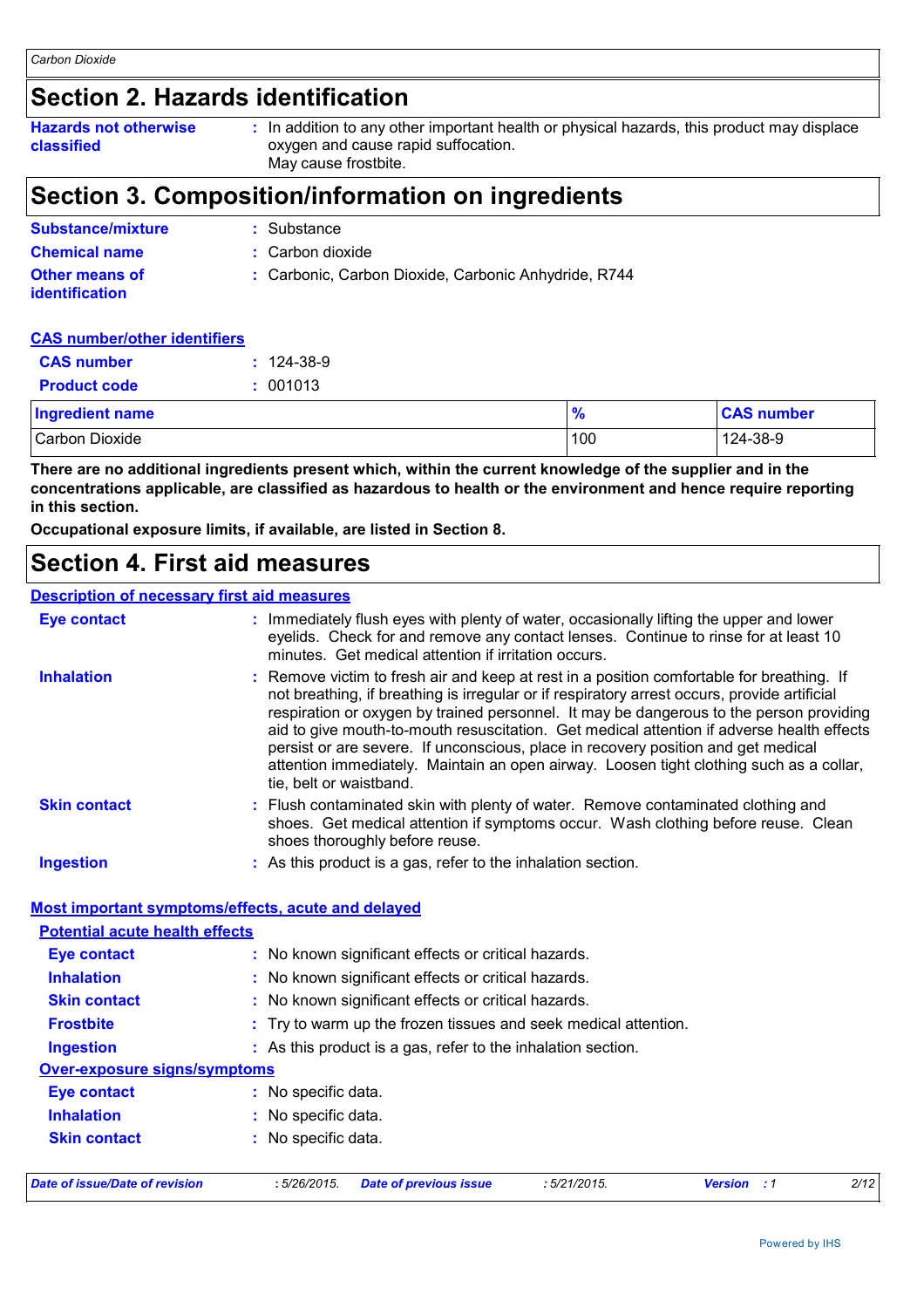## Section 2. Hazards identification

**Hazards not otherwise classified** : In addition to any other important health or physical hazards, this product may displace oxygen and cause rapid suffocation.
May cause frostbite.

## Section 3. Composition/information on ingredients

**Substance/mixture** : Substance

**Chemical name** : Carbon dioxide

**Other means of identification** : Carbonic, Carbon Dioxide, Carbonic Anhydride, R744

**CAS number/other identifiers**

**CAS number** : 124-38-9

**Product code** : 001013

| Ingredient name | % | CAS number |
|---|---|---|
| Carbon Dioxide | 100 | 124-38-9 |

**There are no additional ingredients present which, within the current knowledge of the supplier and in the concentrations applicable, are classified as hazardous to health or the environment and hence require reporting in this section.**

**Occupational exposure limits, if available, are listed in Section 8.**

## Section 4. First aid measures

**Description of necessary first aid measures**

**Eye contact** : Immediately flush eyes with plenty of water, occasionally lifting the upper and lower eyelids. Check for and remove any contact lenses. Continue to rinse for at least 10 minutes. Get medical attention if irritation occurs.

**Inhalation** : Remove victim to fresh air and keep at rest in a position comfortable for breathing. If not breathing, if breathing is irregular or if respiratory arrest occurs, provide artificial respiration or oxygen by trained personnel. It may be dangerous to the person providing aid to give mouth-to-mouth resuscitation. Get medical attention if adverse health effects persist or are severe. If unconscious, place in recovery position and get medical attention immediately. Maintain an open airway. Loosen tight clothing such as a collar, tie, belt or waistband.

**Skin contact** : Flush contaminated skin with plenty of water. Remove contaminated clothing and shoes. Get medical attention if symptoms occur. Wash clothing before reuse. Clean shoes thoroughly before reuse.

**Ingestion** : As this product is a gas, refer to the inhalation section.

**Most important symptoms/effects, acute and delayed**

**Potential acute health effects**

**Eye contact** : No known significant effects or critical hazards.

**Inhalation** : No known significant effects or critical hazards.

**Skin contact** : No known significant effects or critical hazards.

**Frostbite** : Try to warm up the frozen tissues and seek medical attention.

**Ingestion** : As this product is a gas, refer to the inhalation section.

**Over-exposure signs/symptoms**

**Eye contact** : No specific data.

**Inhalation** : No specific data.

**Skin contact** : No specific data.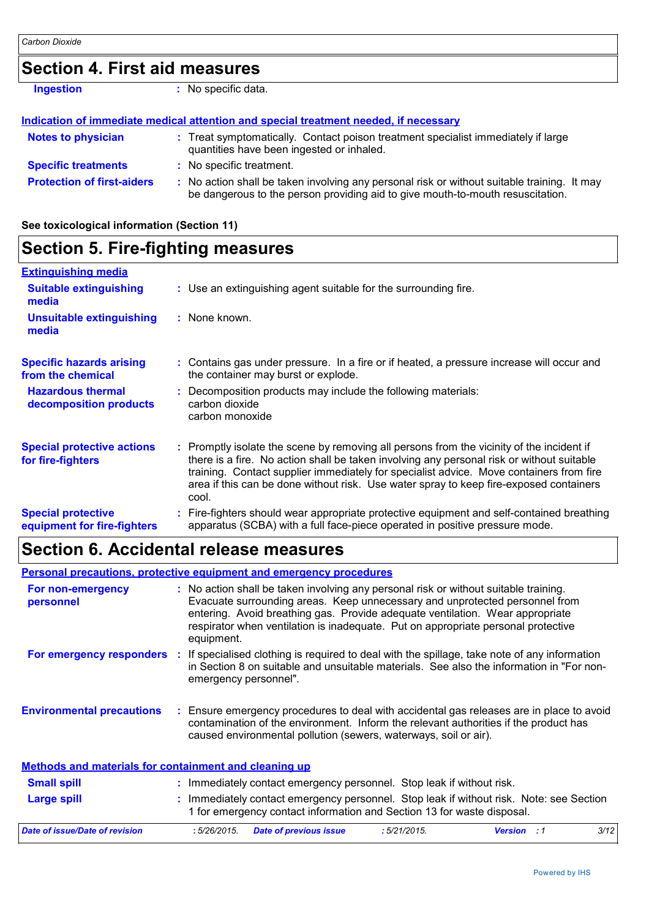# Section 4. First aid measures

**Ingestion** : No specific data.

**Indication of immediate medical attention and special treatment needed, if necessary**

**Notes to physician** : Treat symptomatically. Contact poison treatment specialist immediately if large quantities have been ingested or inhaled.

**Specific treatments** : No specific treatment.

**Protection of first-aiders** : No action shall be taken involving any personal risk or without suitable training. It may be dangerous to the person providing aid to give mouth-to-mouth resuscitation.

**See toxicological information (Section 11)**

# Section 5. Fire-fighting measures

**Extinguishing media**

**Suitable extinguishing media** : Use an extinguishing agent suitable for the surrounding fire.

**Unsuitable extinguishing media** : None known.

**Specific hazards arising from the chemical** : Contains gas under pressure. In a fire or if heated, a pressure increase will occur and the container may burst or explode.

**Hazardous thermal decomposition products** : Decomposition products may include the following materials:
carbon dioxide
carbon monoxide

**Special protective actions for fire-fighters** : Promptly isolate the scene by removing all persons from the vicinity of the incident if there is a fire. No action shall be taken involving any personal risk or without suitable training. Contact supplier immediately for specialist advice. Move containers from fire area if this can be done without risk. Use water spray to keep fire-exposed containers cool.

**Special protective equipment for fire-fighters** : Fire-fighters should wear appropriate protective equipment and self-contained breathing apparatus (SCBA) with a full face-piece operated in positive pressure mode.

# Section 6. Accidental release measures

**Personal precautions, protective equipment and emergency procedures**

**For non-emergency personnel** : No action shall be taken involving any personal risk or without suitable training. Evacuate surrounding areas. Keep unnecessary and unprotected personnel from entering. Avoid breathing gas. Provide adequate ventilation. Wear appropriate respirator when ventilation is inadequate. Put on appropriate personal protective equipment.

**For emergency responders** : If specialised clothing is required to deal with the spillage, take note of any information in Section 8 on suitable and unsuitable materials. See also the information in "For non-emergency personnel".

**Environmental precautions** : Ensure emergency procedures to deal with accidental gas releases are in place to avoid contamination of the environment. Inform the relevant authorities if the product has caused environmental pollution (sewers, waterways, soil or air).

**Methods and materials for containment and cleaning up**

**Small spill** : Immediately contact emergency personnel. Stop leak if without risk.

**Large spill** : Immediately contact emergency personnel. Stop leak if without risk. Note: see Section 1 for emergency contact information and Section 13 for waste disposal.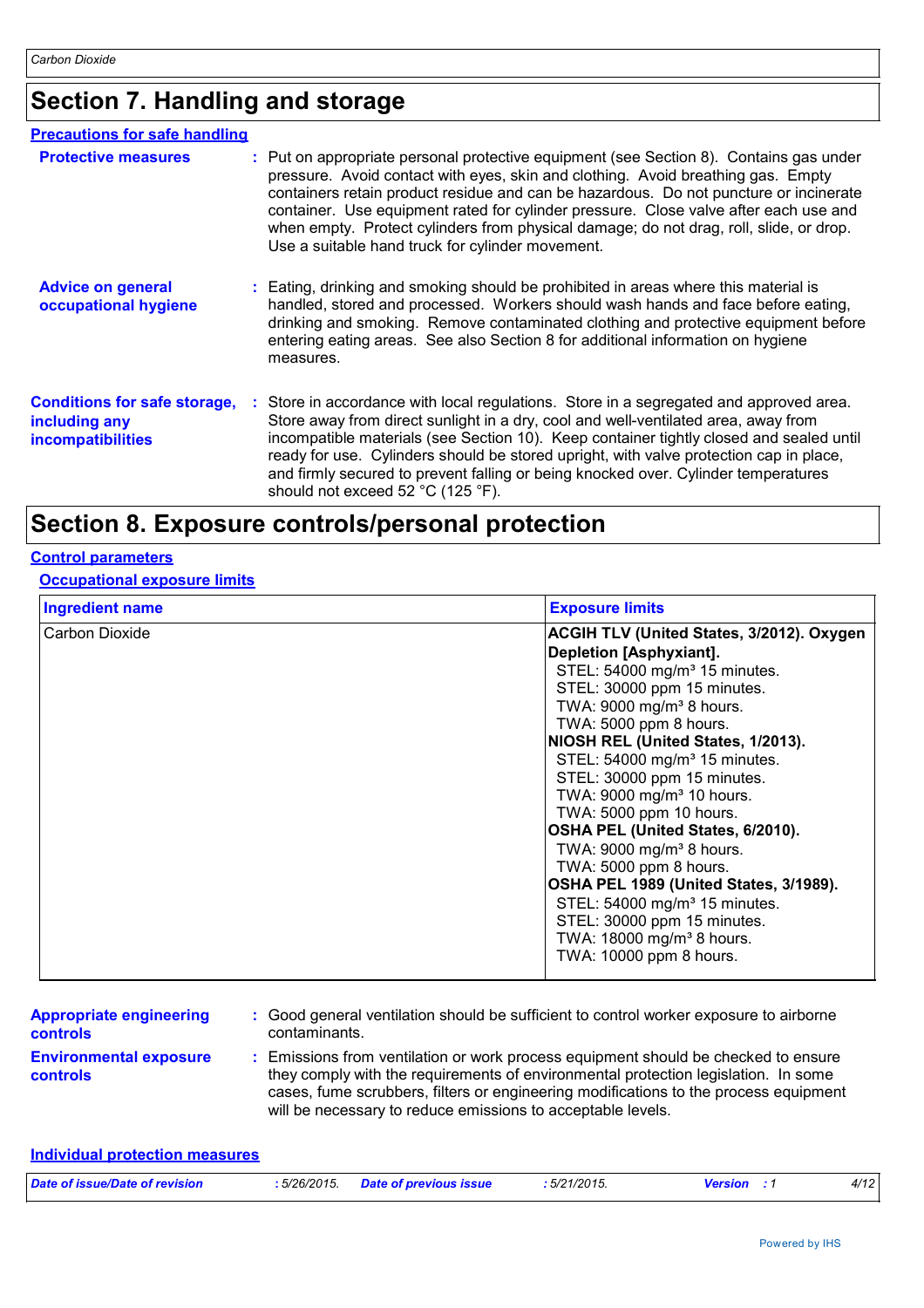## Section 7. Handling and storage

### Precautions for safe handling

**Protective measures** : Put on appropriate personal protective equipment (see Section 8). Contains gas under pressure. Avoid contact with eyes, skin and clothing. Avoid breathing gas. Empty containers retain product residue and can be hazardous. Do not puncture or incinerate container. Use equipment rated for cylinder pressure. Close valve after each use and when empty. Protect cylinders from physical damage; do not drag, roll, slide, or drop. Use a suitable hand truck for cylinder movement.

**Advice on general occupational hygiene** : Eating, drinking and smoking should be prohibited in areas where this material is handled, stored and processed. Workers should wash hands and face before eating, drinking and smoking. Remove contaminated clothing and protective equipment before entering eating areas. See also Section 8 for additional information on hygiene measures.

**Conditions for safe storage, including any incompatibilities** : Store in accordance with local regulations. Store in a segregated and approved area. Store away from direct sunlight in a dry, cool and well-ventilated area, away from incompatible materials (see Section 10). Keep container tightly closed and sealed until ready for use. Cylinders should be stored upright, with valve protection cap in place, and firmly secured to prevent falling or being knocked over. Cylinder temperatures should not exceed 52 °C (125 °F).

## Section 8. Exposure controls/personal protection

### Control parameters

#### Occupational exposure limits

| Ingredient name | Exposure limits |
|---|---|
| Carbon Dioxide | **ACGIH TLV (United States, 3/2012). Oxygen Depletion [Asphyxiant].**<br>STEL: 54000 mg/m³ 15 minutes.<br>STEL: 30000 ppm 15 minutes.<br>TWA: 9000 mg/m³ 8 hours.<br>TWA: 5000 ppm 8 hours.<br>**NIOSH REL (United States, 1/2013).**<br>STEL: 54000 mg/m³ 15 minutes.<br>STEL: 30000 ppm 15 minutes.<br>TWA: 9000 mg/m³ 10 hours.<br>TWA: 5000 ppm 10 hours.<br>**OSHA PEL (United States, 6/2010).**<br>TWA: 9000 mg/m³ 8 hours.<br>TWA: 5000 ppm 8 hours.<br>**OSHA PEL 1989 (United States, 3/1989).**<br>STEL: 54000 mg/m³ 15 minutes.<br>STEL: 30000 ppm 15 minutes.<br>TWA: 18000 mg/m³ 8 hours.<br>TWA: 10000 ppm 8 hours. |

**Appropriate engineering controls** : Good general ventilation should be sufficient to control worker exposure to airborne contaminants.

**Environmental exposure controls** : Emissions from ventilation or work process equipment should be checked to ensure they comply with the requirements of environmental protection legislation. In some cases, fume scrubbers, filters or engineering modifications to the process equipment will be necessary to reduce emissions to acceptable levels.

### Individual protection measures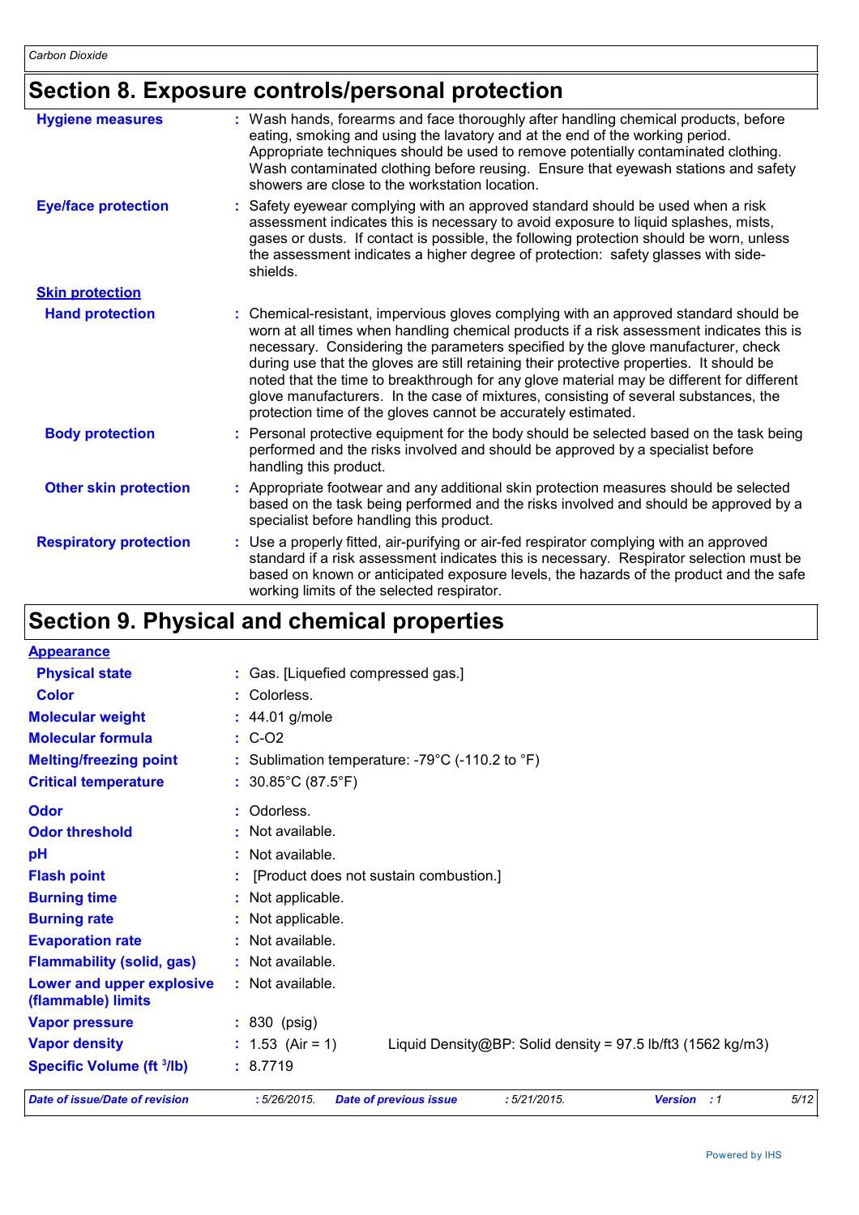## Section 8. Exposure controls/personal protection

| | |
|---|---|
| **Hygiene measures** | : Wash hands, forearms and face thoroughly after handling chemical products, before eating, smoking and using the lavatory and at the end of the working period. Appropriate techniques should be used to remove potentially contaminated clothing. Wash contaminated clothing before reusing. Ensure that eyewash stations and safety showers are close to the workstation location. |
| **Eye/face protection** | : Safety eyewear complying with an approved standard should be used when a risk assessment indicates this is necessary to avoid exposure to liquid splashes, mists, gases or dusts. If contact is possible, the following protection should be worn, unless the assessment indicates a higher degree of protection: safety glasses with side-shields. |
| **Skin protection** | |
| **Hand protection** | : Chemical-resistant, impervious gloves complying with an approved standard should be worn at all times when handling chemical products if a risk assessment indicates this is necessary. Considering the parameters specified by the glove manufacturer, check during use that the gloves are still retaining their protective properties. It should be noted that the time to breakthrough for any glove material may be different for different glove manufacturers. In the case of mixtures, consisting of several substances, the protection time of the gloves cannot be accurately estimated. |
| **Body protection** | : Personal protective equipment for the body should be selected based on the task being performed and the risks involved and should be approved by a specialist before handling this product. |
| **Other skin protection** | : Appropriate footwear and any additional skin protection measures should be selected based on the task being performed and the risks involved and should be approved by a specialist before handling this product. |
| **Respiratory protection** | : Use a properly fitted, air-purifying or air-fed respirator complying with an approved standard if a risk assessment indicates this is necessary. Respirator selection must be based on known or anticipated exposure levels, the hazards of the product and the safe working limits of the selected respirator. |

## Section 9. Physical and chemical properties

| | |
|---|---|
| **Appearance** | |
| **Physical state** | : Gas. [Liquefied compressed gas.] |
| **Color** | : Colorless. |
| **Molecular weight** | : 44.01 g/mole |
| **Molecular formula** | : C-O2 |
| **Melting/freezing point** | : Sublimation temperature: -79°C (-110.2 to °F) |
| **Critical temperature** | : 30.85°C (87.5°F) |
| **Odor** | : Odorless. |
| **Odor threshold** | : Not available. |
| **pH** | : Not available. |
| **Flash point** | : [Product does not sustain combustion.] |
| **Burning time** | : Not applicable. |
| **Burning rate** | : Not applicable. |
| **Evaporation rate** | : Not available. |
| **Flammability (solid, gas)** | : Not available. |
| **Lower and upper explosive (flammable) limits** | : Not available. |
| **Vapor pressure** | : 830 (psig) |
| **Vapor density** | : 1.53 (Air = 1)     Liquid Density@BP: Solid density = 97.5 lb/ft3 (1562 kg/m3) |
| **Specific Volume (ft $^3$/lb)** | : 8.7719 |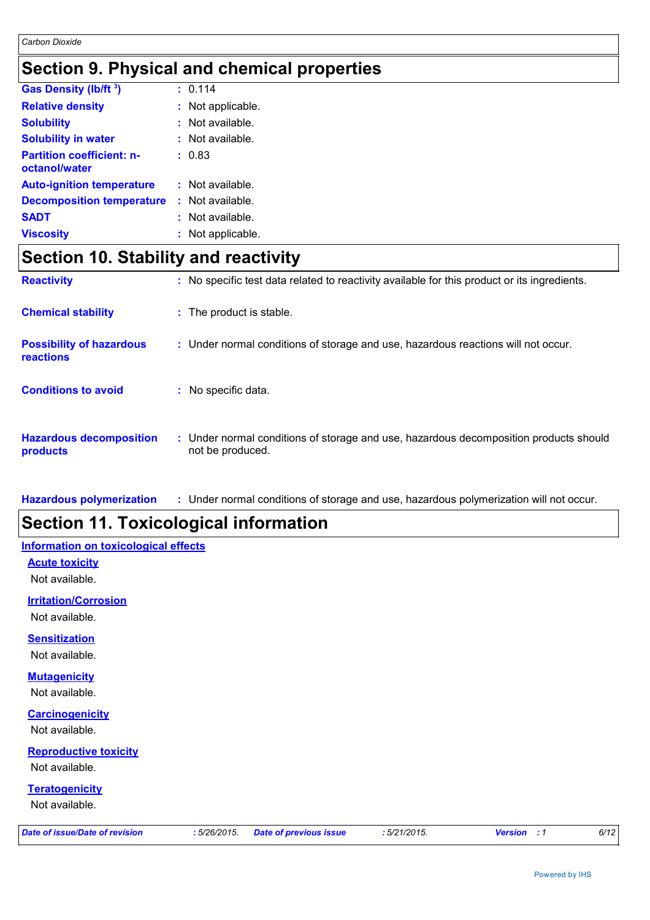# Section 9. Physical and chemical properties

| | |
|---|---|
| **Gas Density (lb/ft $^3$)** | : 0.114 |
| **Relative density** | : Not applicable. |
| **Solubility** | : Not available. |
| **Solubility in water** | : Not available. |
| **Partition coefficient: n-octanol/water** | : 0.83 |
| **Auto-ignition temperature** | : Not available. |
| **Decomposition temperature** | : Not available. |
| **SADT** | : Not available. |
| **Viscosity** | : Not applicable. |

# Section 10. Stability and reactivity

| | |
|---|---|
| **Reactivity** | : No specific test data related to reactivity available for this product or its ingredients. |
| **Chemical stability** | : The product is stable. |
| **Possibility of hazardous reactions** | : Under normal conditions of storage and use, hazardous reactions will not occur. |
| **Conditions to avoid** | : No specific data. |
| **Hazardous decomposition products** | : Under normal conditions of storage and use, hazardous decomposition products should not be produced. |
| **Hazardous polymerization** | : Under normal conditions of storage and use, hazardous polymerization will not occur. |

# Section 11. Toxicological information

## Information on toxicological effects

### Acute toxicity

Not available.

### Irritation/Corrosion

Not available.

### Sensitization

Not available.

### Mutagenicity

Not available.

### Carcinogenicity

Not available.

### Reproductive toxicity

Not available.

### Teratogenicity

Not available.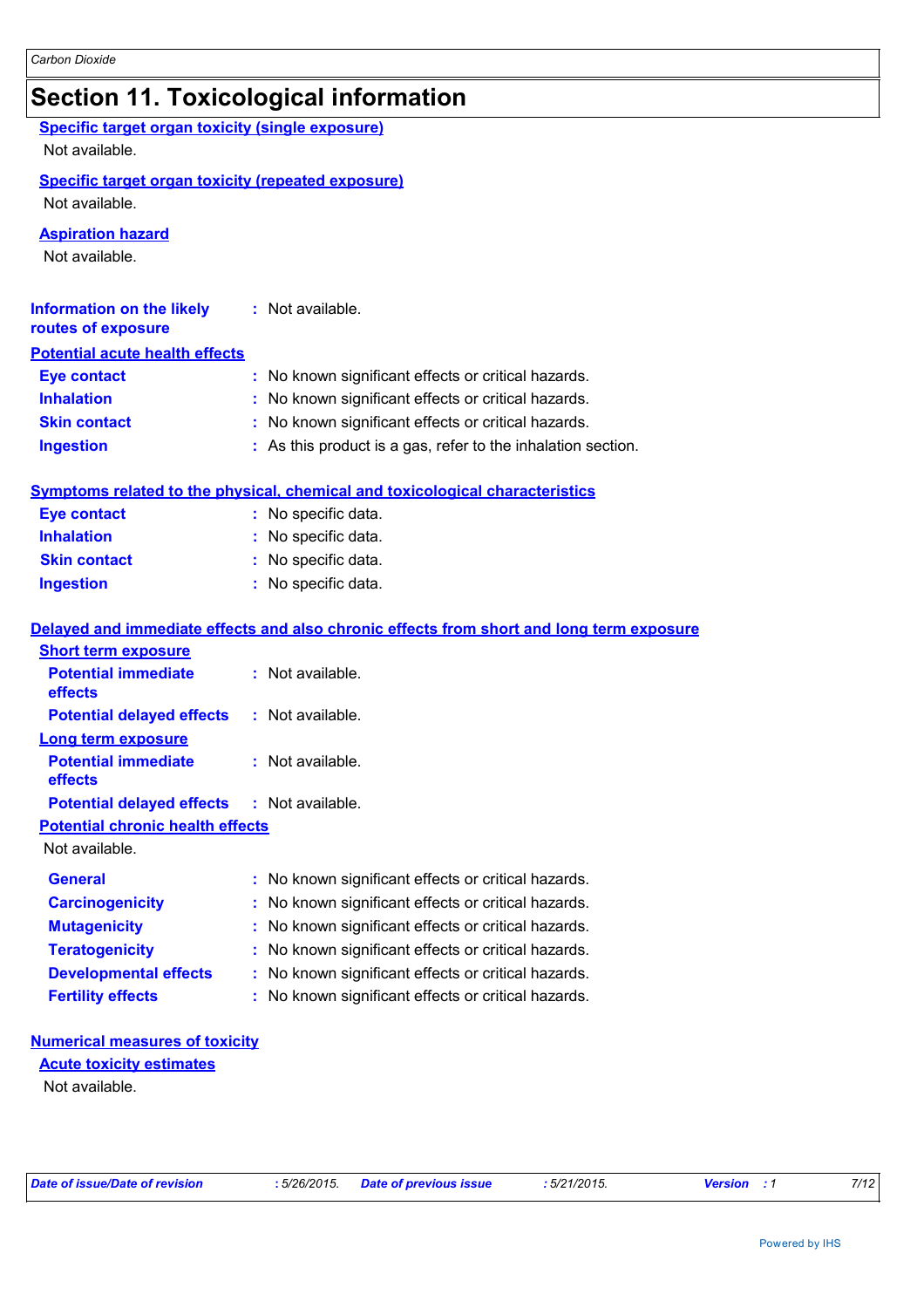# Section 11. Toxicological information

**Specific target organ toxicity (single exposure)**

Not available.

**Specific target organ toxicity (repeated exposure)**

Not available.

**Aspiration hazard**

Not available.

**Information on the likely routes of exposure** : Not available.

**Potential acute health effects**

| | |
|---|---|
| **Eye contact** | : No known significant effects or critical hazards. |
| **Inhalation** | : No known significant effects or critical hazards. |
| **Skin contact** | : No known significant effects or critical hazards. |
| **Ingestion** | : As this product is a gas, refer to the inhalation section. |

**Symptoms related to the physical, chemical and toxicological characteristics**

| | |
|---|---|
| **Eye contact** | : No specific data. |
| **Inhalation** | : No specific data. |
| **Skin contact** | : No specific data. |
| **Ingestion** | : No specific data. |

**Delayed and immediate effects and also chronic effects from short and long term exposure**

**Short term exposure**

| | |
|---|---|
| **Potential immediate effects** | : Not available. |
| **Potential delayed effects** | : Not available. |

**Long term exposure**

| | |
|---|---|
| **Potential immediate effects** | : Not available. |
| **Potential delayed effects** | : Not available. |

**Potential chronic health effects**

Not available.

| | |
|---|---|
| **General** | : No known significant effects or critical hazards. |
| **Carcinogenicity** | : No known significant effects or critical hazards. |
| **Mutagenicity** | : No known significant effects or critical hazards. |
| **Teratogenicity** | : No known significant effects or critical hazards. |
| **Developmental effects** | : No known significant effects or critical hazards. |
| **Fertility effects** | : No known significant effects or critical hazards. |

**Numerical measures of toxicity**

**Acute toxicity estimates**

Not available.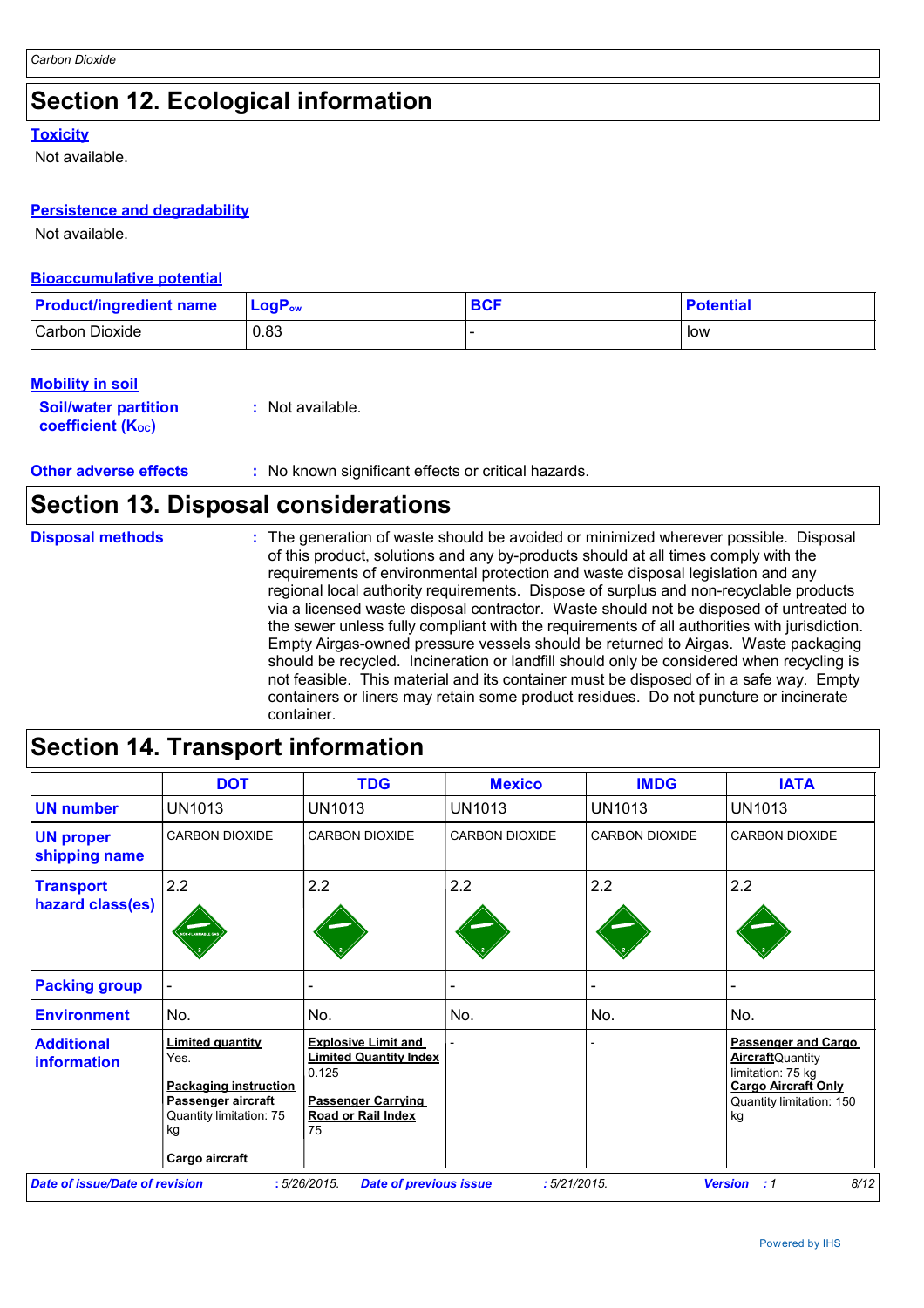## Section 12. Ecological information

**Toxicity**

Not available.

**Persistence and degradability**

Not available.

**Bioaccumulative potential**

| Product/ingredient name | $LogP_{ow}$ | BCF | Potential |
|---|---|---|---|
| Carbon Dioxide | 0.83 | - | low |

**Mobility in soil**

**Soil/water partition coefficient ($K_{OC}$)** : Not available.

**Other adverse effects** : No known significant effects or critical hazards.

## Section 13. Disposal considerations

**Disposal methods** : The generation of waste should be avoided or minimized wherever possible. Disposal of this product, solutions and any by-products should at all times comply with the requirements of environmental protection and waste disposal legislation and any regional local authority requirements. Dispose of surplus and non-recyclable products via a licensed waste disposal contractor. Waste should not be disposed of untreated to the sewer unless fully compliant with the requirements of all authorities with jurisdiction. Empty Airgas-owned pressure vessels should be returned to Airgas. Waste packaging should be recycled. Incineration or landfill should only be considered when recycling is not feasible. This material and its container must be disposed of in a safe way. Empty containers or liners may retain some product residues. Do not puncture or incinerate container.

## Section 14. Transport information

| | DOT | TDG | Mexico | IMDG | IATA |
|---|---|---|---|---|---|
| **UN number** | UN1013 | UN1013 | UN1013 | UN1013 | UN1013 |
| **UN proper shipping name** | CARBON DIOXIDE | CARBON DIOXIDE | CARBON DIOXIDE | CARBON DIOXIDE | CARBON DIOXIDE |
| **Transport hazard class(es)** | 2.2 | 2.2 | 2.2 | 2.2 | 2.2 |
| **Packing group** | - | - | - | - | - |
| **Environment** | No. | No. | No. | No. | No. |
| **Additional information** | **Limited quantity** Yes. **Packaging instruction** **Passenger aircraft** Quantity limitation: 75 kg **Cargo aircraft** | **Explosive Limit and Limited Quantity Index** 0.125 **Passenger Carrying Road or Rail Index** 75 | - | - | **Passenger and Cargo Aircraft** Quantity limitation: 75 kg **Cargo Aircraft Only** Quantity limitation: 150 kg |

*Date of issue/Date of revision* : 5/26/2015. *Date of previous issue* : 5/21/2015. *Version* : 1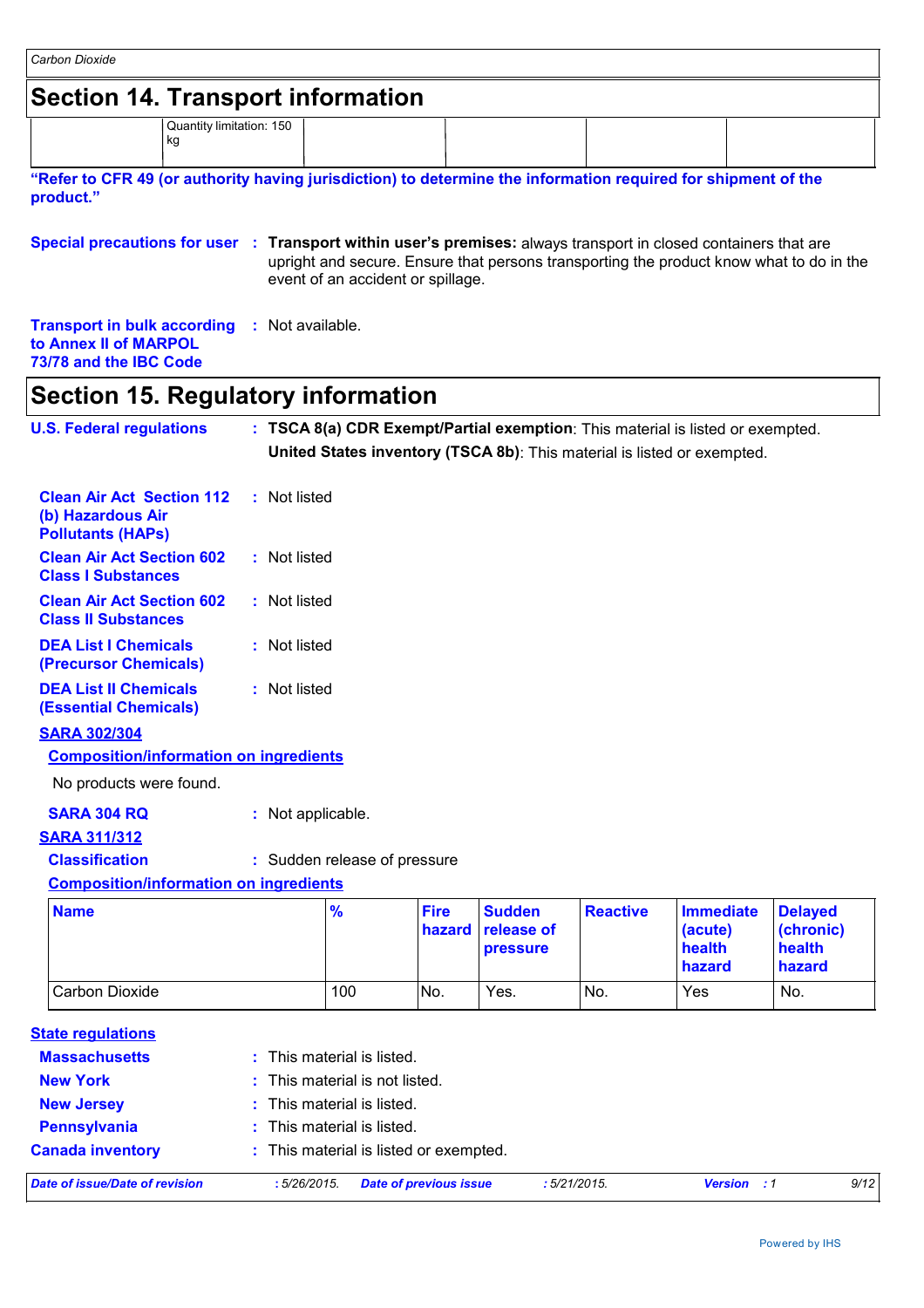## Section 14. Transport information

| | Quantity limitation: 150 kg | | | | |
|---|---|---|---|---|---|

**"Refer to CFR 49 (or authority having jurisdiction) to determine the information required for shipment of the product."**

**Special precautions for user** : **Transport within user's premises:** always transport in closed containers that are upright and secure. Ensure that persons transporting the product know what to do in the event of an accident or spillage.

**Transport in bulk according to Annex II of MARPOL 73/78 and the IBC Code** : Not available.

## Section 15. Regulatory information

**U.S. Federal regulations** : **TSCA 8(a) CDR Exempt/Partial exemption**: This material is listed or exempted.
**United States inventory (TSCA 8b)**: This material is listed or exempted.

**Clean Air Act Section 112 (b) Hazardous Air Pollutants (HAPs)** : Not listed

**Clean Air Act Section 602 Class I Substances** : Not listed

**Clean Air Act Section 602 Class II Substances** : Not listed

**DEA List I Chemicals (Precursor Chemicals)** : Not listed

**DEA List II Chemicals (Essential Chemicals)** : Not listed

**SARA 302/304**

**Composition/information on ingredients**

No products were found.

**SARA 304 RQ** : Not applicable.

**SARA 311/312**

**Classification** : Sudden release of pressure

**Composition/information on ingredients**

| Name | % | Fire hazard | Sudden release of pressure | Reactive | Immediate (acute) health hazard | Delayed (chronic) health hazard |
|---|---|---|---|---|---|---|
| Carbon Dioxide | 100 | No. | Yes. | No. | Yes | No. |

**State regulations**

**Massachusetts** : This material is listed.

**New York** : This material is not listed.

**New Jersey** : This material is listed.

**Pennsylvania** : This material is listed.

**Canada inventory** : This material is listed or exempted.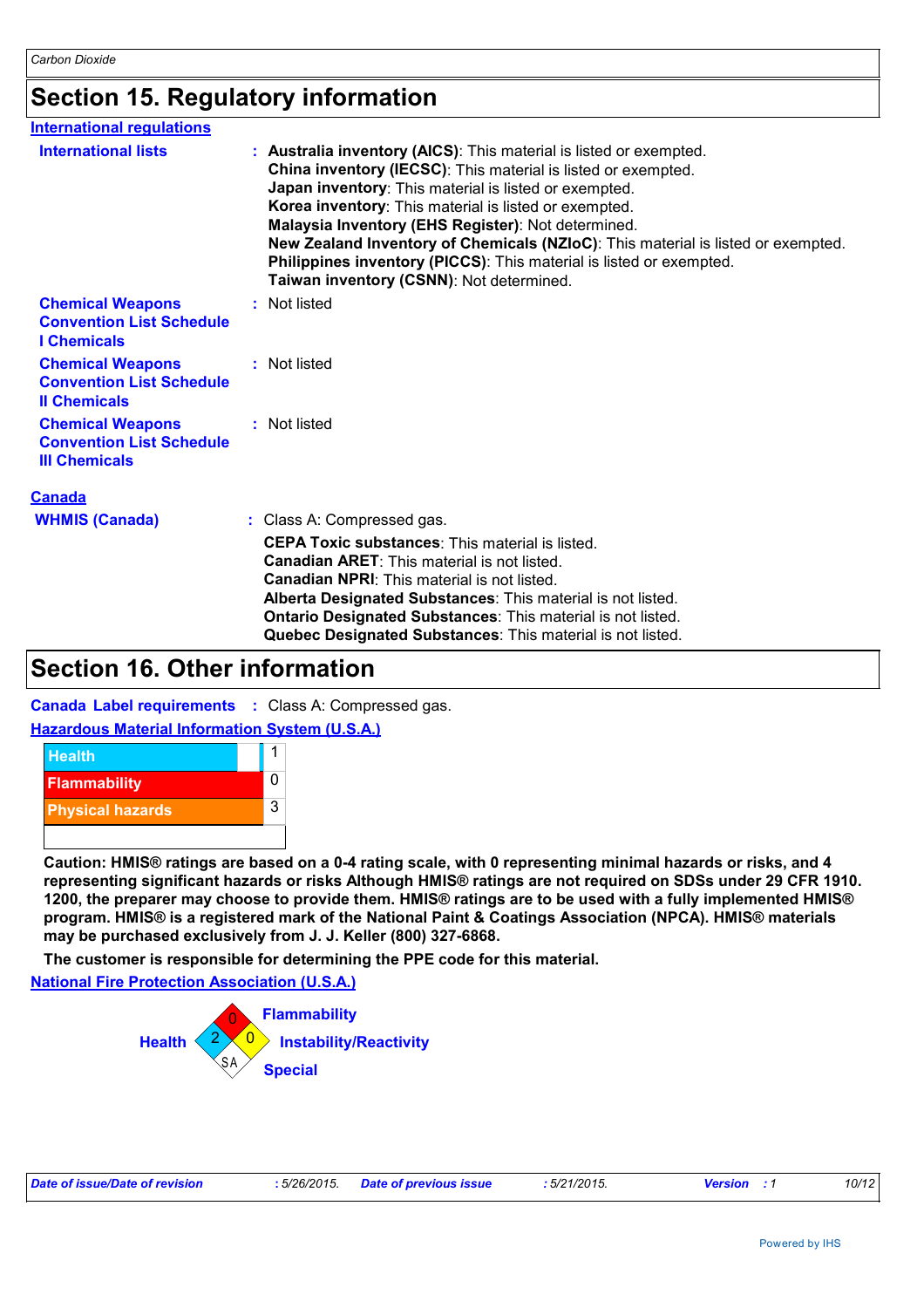# Section 15. Regulatory information

## International regulations

**International lists** : **Australia inventory (AICS)**: This material is listed or exempted.
**China inventory (IECSC)**: This material is listed or exempted.
**Japan inventory**: This material is listed or exempted.
**Korea inventory**: This material is listed or exempted.
**Malaysia Inventory (EHS Register)**: Not determined.
**New Zealand Inventory of Chemicals (NZIoC)**: This material is listed or exempted.
**Philippines inventory (PICCS)**: This material is listed or exempted.
**Taiwan inventory (CSNN)**: Not determined.

**Chemical Weapons Convention List Schedule I Chemicals** : Not listed

**Chemical Weapons Convention List Schedule II Chemicals** : Not listed

**Chemical Weapons Convention List Schedule III Chemicals** : Not listed

## Canada

**WHMIS (Canada)** : Class A: Compressed gas.

**CEPA Toxic substances**: This material is listed.
**Canadian ARET**: This material is not listed.
**Canadian NPRI**: This material is not listed.
**Alberta Designated Substances**: This material is not listed.
**Ontario Designated Substances**: This material is not listed.
**Quebec Designated Substances**: This material is not listed.

# Section 16. Other information

**Canada Label requirements** : Class A: Compressed gas.

## Hazardous Material Information System (U.S.A.)

| | |
|---|---|
| Health | 1 |
| Flammability | 0 |
| Physical hazards | 3 |

**Caution: HMIS® ratings are based on a 0-4 rating scale, with 0 representing minimal hazards or risks, and 4 representing significant hazards or risks Although HMIS® ratings are not required on SDSs under 29 CFR 1910. 1200, the preparer may choose to provide them. HMIS® ratings are to be used with a fully implemented HMIS® program. HMIS® is a registered mark of the National Paint & Coatings Association (NPCA). HMIS® materials may be purchased exclusively from J. J. Keller (800) 327-6868.**

**The customer is responsible for determining the PPE code for this material.**

## National Fire Protection Association (U.S.A.)

- Health: 2
- Flammability: 0
- Instability/Reactivity: 0
- Special: SA

*Date of issue/Date of revision* : 5/26/2015. *Date of previous issue* : 5/21/2015. *Version* : 1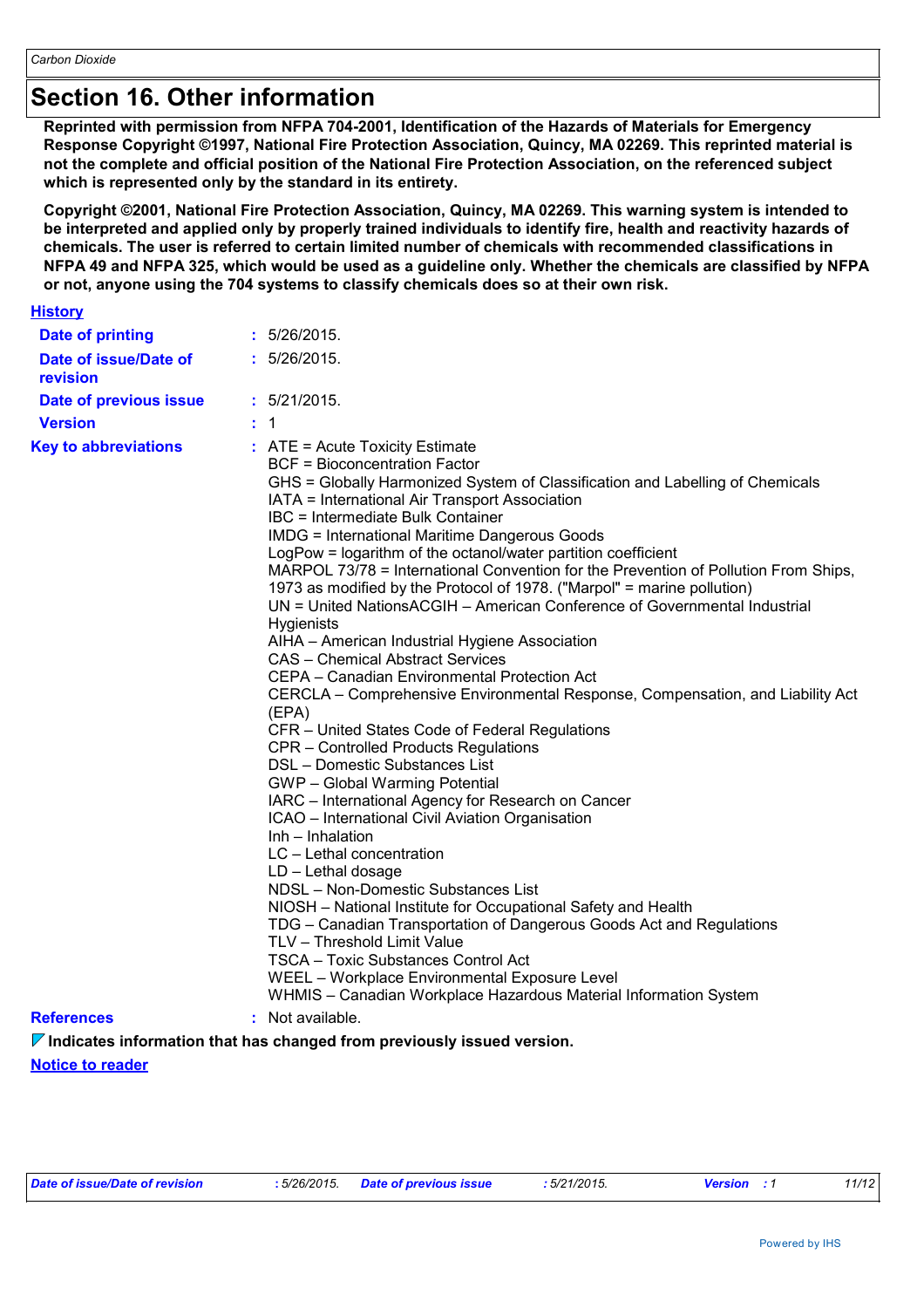# Section 16. Other information

**Reprinted with permission from NFPA 704-2001, Identification of the Hazards of Materials for Emergency Response Copyright ©1997, National Fire Protection Association, Quincy, MA 02269. This reprinted material is not the complete and official position of the National Fire Protection Association, on the referenced subject which is represented only by the standard in its entirety.**

**Copyright ©2001, National Fire Protection Association, Quincy, MA 02269. This warning system is intended to be interpreted and applied only by properly trained individuals to identify fire, health and reactivity hazards of chemicals. The user is referred to certain limited number of chemicals with recommended classifications in NFPA 49 and NFPA 325, which would be used as a guideline only. Whether the chemicals are classified by NFPA or not, anyone using the 704 systems to classify chemicals does so at their own risk.**

## History

**Date of printing** : 5/26/2015.

**Date of issue/Date of revision** : 5/26/2015.

**Date of previous issue** : 5/21/2015.

**Version** : 1

**Key to abbreviations** :
ATE = Acute Toxicity Estimate
BCF = Bioconcentration Factor
GHS = Globally Harmonized System of Classification and Labelling of Chemicals
IATA = International Air Transport Association
IBC = Intermediate Bulk Container
IMDG = International Maritime Dangerous Goods
LogPow = logarithm of the octanol/water partition coefficient
MARPOL 73/78 = International Convention for the Prevention of Pollution From Ships, 1973 as modified by the Protocol of 1978. ("Marpol" = marine pollution)
UN = United NationsACGIH – American Conference of Governmental Industrial Hygienists
AIHA – American Industrial Hygiene Association
CAS – Chemical Abstract Services
CEPA – Canadian Environmental Protection Act
CERCLA – Comprehensive Environmental Response, Compensation, and Liability Act (EPA)
CFR – United States Code of Federal Regulations
CPR – Controlled Products Regulations
DSL – Domestic Substances List
GWP – Global Warming Potential
IARC – International Agency for Research on Cancer
ICAO – International Civil Aviation Organisation
Inh – Inhalation
LC – Lethal concentration
LD – Lethal dosage
NDSL – Non-Domestic Substances List
NIOSH – National Institute for Occupational Safety and Health
TDG – Canadian Transportation of Dangerous Goods Act and Regulations
TLV – Threshold Limit Value
TSCA – Toxic Substances Control Act
WEEL – Workplace Environmental Exposure Level
WHMIS – Canadian Workplace Hazardous Material Information System

**References** : Not available.

**Indicates information that has changed from previously issued version.**

## Notice to reader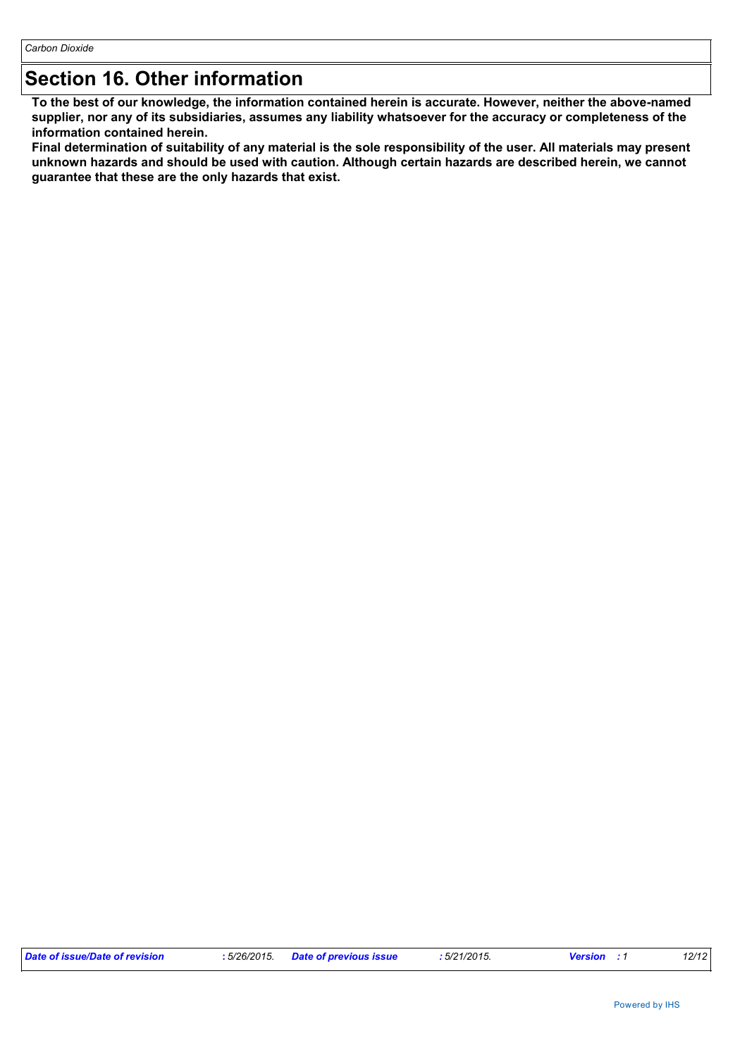## Section 16. Other information

**To the best of our knowledge, the information contained herein is accurate. However, neither the above-named supplier, nor any of its subsidiaries, assumes any liability whatsoever for the accuracy or completeness of the information contained herein.**

**Final determination of suitability of any material is the sole responsibility of the user. All materials may present unknown hazards and should be used with caution. Although certain hazards are described herein, we cannot guarantee that these are the only hazards that exist.**